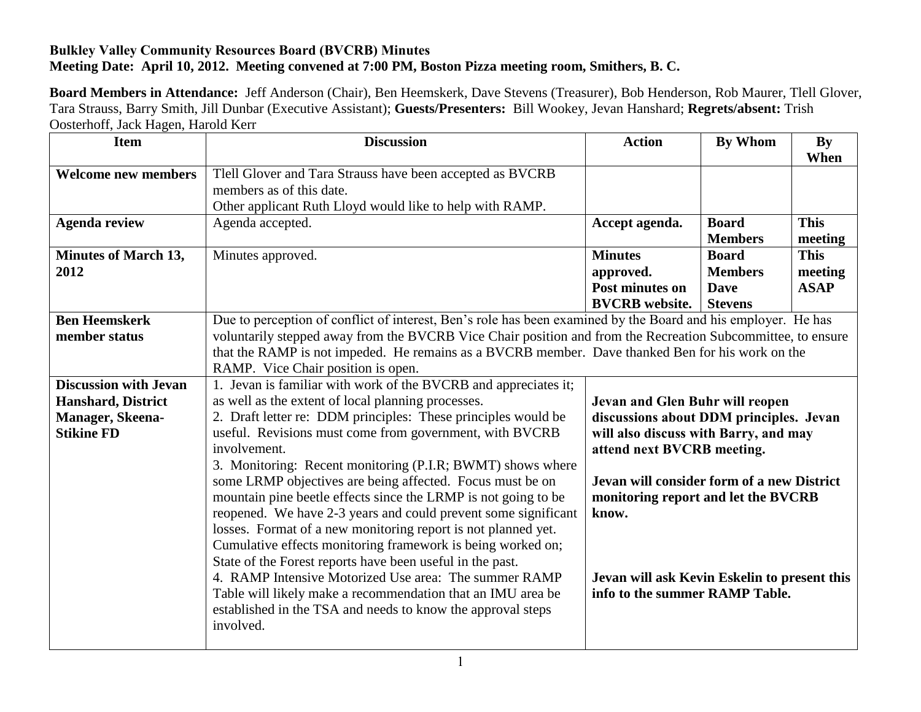**Bulkley Valley Community Resources Board (BVCRB) Minutes**
**Meeting Date: April 10, 2012. Meeting convened at 7:00 PM, Boston Pizza meeting room, Smithers, B. C.**

**Board Members in Attendance:** Jeff Anderson (Chair), Ben Heemskerk, Dave Stevens (Treasurer), Bob Henderson, Rob Maurer, Tlell Glover, Tara Strauss, Barry Smith, Jill Dunbar (Executive Assistant); **Guests/Presenters:** Bill Wookey, Jevan Hanshard; **Regrets/absent:** Trish Oosterhoff, Jack Hagen, Harold Kerr

| Item | Discussion | Action | By Whom | By When |
|---|---|---|---|---|
| **Welcome new members** | Tlell Glover and Tara Strauss have been accepted as BVCRB members as of this date.<br>Other applicant Ruth Lloyd would like to help with RAMP. | | | |
| **Agenda review** | Agenda accepted. | **Accept agenda.** | **Board Members** | **This meeting** |
| **Minutes of March 13, 2012** | Minutes approved. | **Minutes approved.**<br>**Post minutes on BVCRB website.** | **Board Members**<br>**Dave Stevens** | **This meeting**<br>**ASAP** |
| **Ben Heemskerk member status** | Due to perception of conflict of interest, Ben's role has been examined by the Board and his employer. He has voluntarily stepped away from the BVCRB Vice Chair position and from the Recreation Subcommittee, to ensure that the RAMP is not impeded. He remains as a BVCRB member. Dave thanked Ben for his work on the RAMP. Vice Chair position is open. | | | |
| **Discussion with Jevan Hanshard, District Manager, Skeena-Stikine FD** | 1. Jevan is familiar with work of the BVCRB and appreciates it; as well as the extent of local planning processes.<br>2. Draft letter re: DDM principles: These principles would be useful. Revisions must come from government, with BVCRB involvement.<br>3. Monitoring: Recent monitoring (P.I.R; BWMT) shows where some LRMP objectives are being affected. Focus must be on mountain pine beetle effects since the LRMP is not going to be reopened. We have 2-3 years and could prevent some significant losses. Format of a new monitoring report is not planned yet. Cumulative effects monitoring framework is being worked on; State of the Forest reports have been useful in the past.<br>4. RAMP Intensive Motorized Use area: The summer RAMP Table will likely make a recommendation that an IMU area be established in the TSA and needs to know the approval steps involved. | **Jevan and Glen Buhr will reopen discussions about DDM principles. Jevan will also discuss with Barry, and may attend next BVCRB meeting.**<br><br>**Jevan will consider form of a new District monitoring report and let the BVCRB know.**<br><br>**Jevan will ask Kevin Eskelin to present this info to the summer RAMP Table.** | | |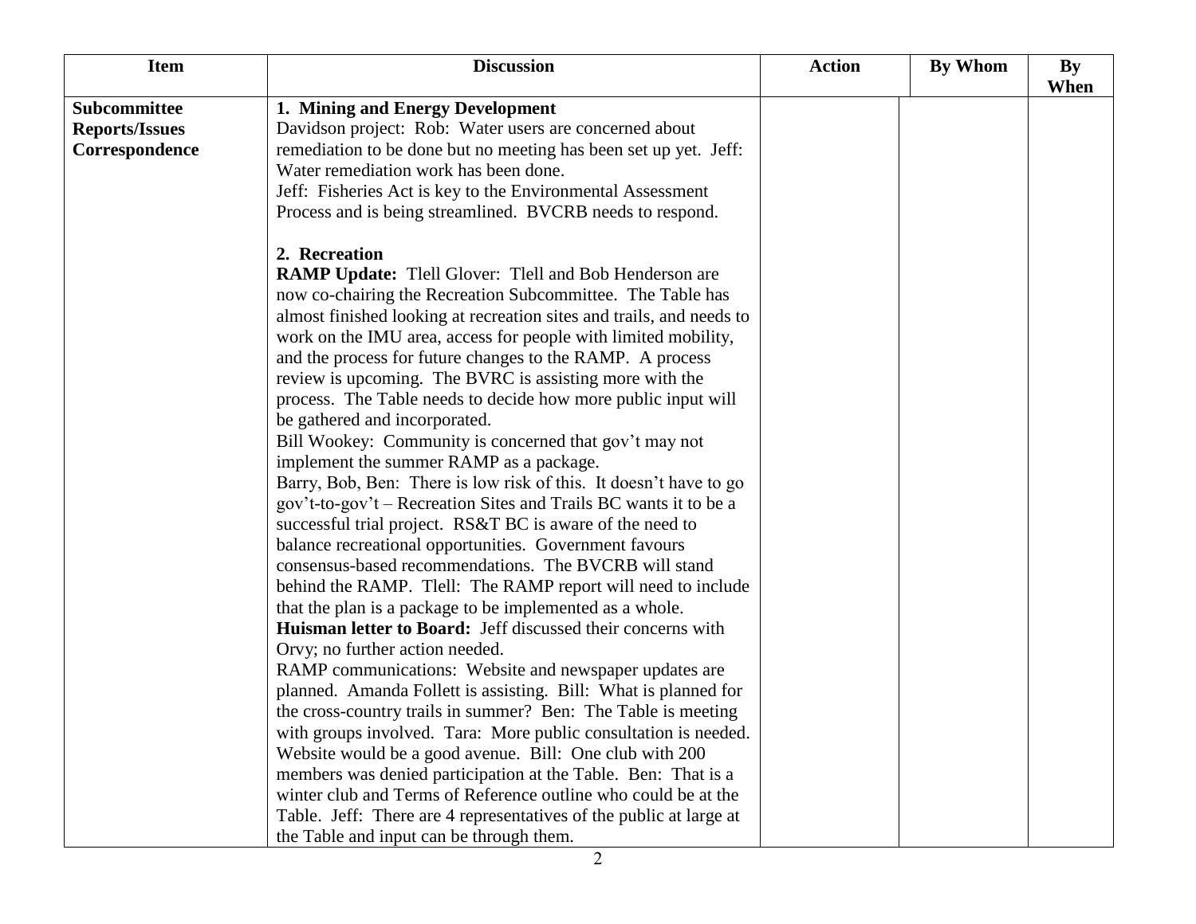| Item | Discussion | Action | By Whom | By When |
|---|---|---|---|---|
| **Subcommittee Reports/Issues Correspondence** | **1. Mining and Energy Development**<br>Davidson project: Rob: Water users are concerned about remediation to be done but no meeting has been set up yet. Jeff: Water remediation work has been done.<br>Jeff: Fisheries Act is key to the Environmental Assessment Process and is being streamlined. BVCRB needs to respond.<br><br>**2. Recreation**<br>**RAMP Update:** Tlell Glover: Tlell and Bob Henderson are now co-chairing the Recreation Subcommittee. The Table has almost finished looking at recreation sites and trails, and needs to work on the IMU area, access for people with limited mobility, and the process for future changes to the RAMP. A process review is upcoming. The BVRC is assisting more with the process. The Table needs to decide how more public input will be gathered and incorporated.<br>Bill Wookey: Community is concerned that gov't may not implement the summer RAMP as a package.<br>Barry, Bob, Ben: There is low risk of this. It doesn't have to go gov't-to-gov't – Recreation Sites and Trails BC wants it to be a successful trial project. RS&T BC is aware of the need to balance recreational opportunities. Government favours consensus-based recommendations. The BVCRB will stand behind the RAMP. Tlell: The RAMP report will need to include that the plan is a package to be implemented as a whole.<br>**Huisman letter to Board:** Jeff discussed their concerns with Orvy; no further action needed.<br>RAMP communications: Website and newspaper updates are planned. Amanda Follett is assisting. Bill: What is planned for the cross-country trails in summer? Ben: The Table is meeting with groups involved. Tara: More public consultation is needed. Website would be a good avenue. Bill: One club with 200 members was denied participation at the Table. Ben: That is a winter club and Terms of Reference outline who could be at the Table. Jeff: There are 4 representatives of the public at large at the Table and input can be through them. | | | |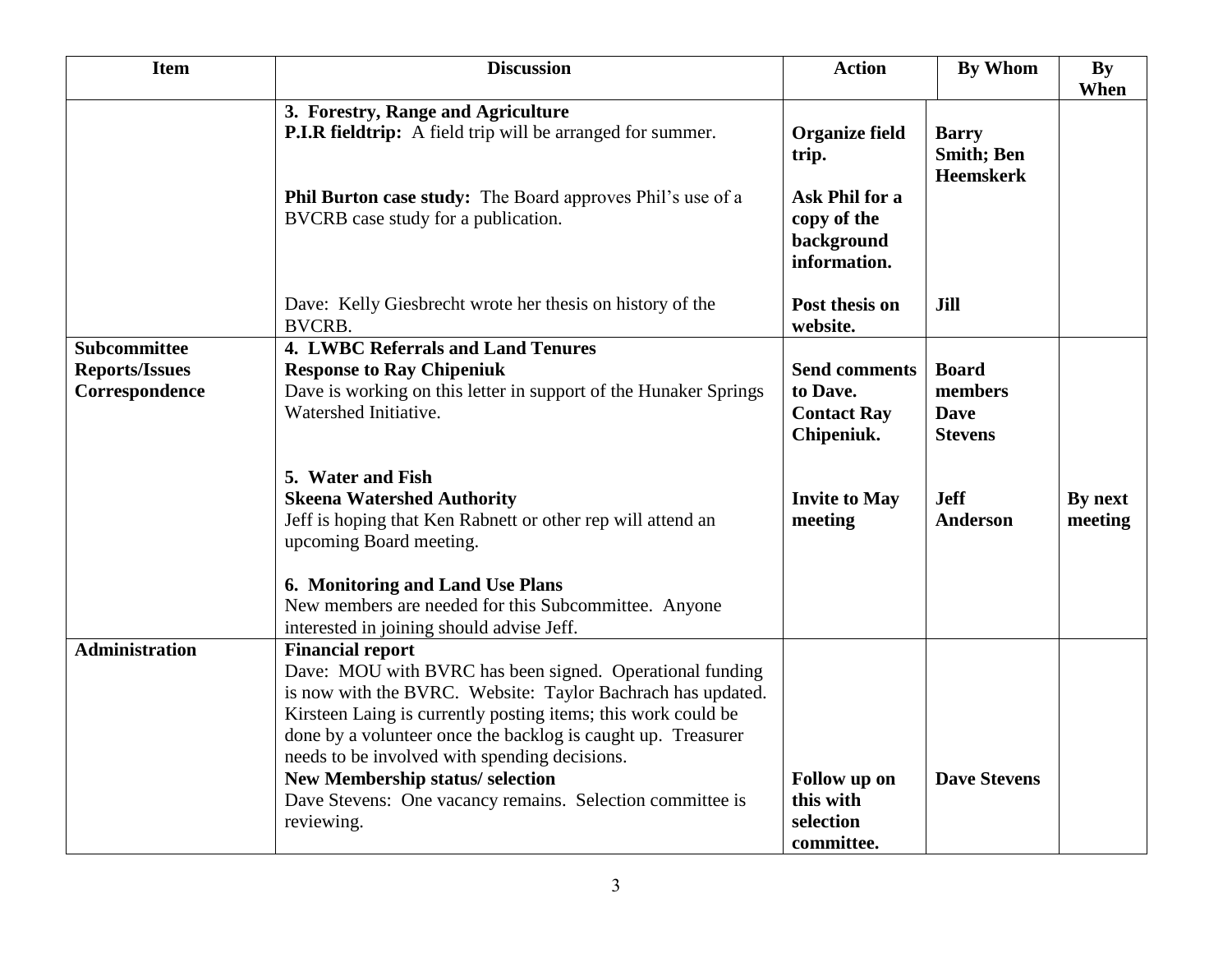| Item | Discussion | Action | By Whom | By When |
|---|---|---|---|---|
| | **3. Forestry, Range and Agriculture**<br>**P.I.R fieldtrip:** A field trip will be arranged for summer. | **Organize field trip.** | **Barry Smith; Ben Heemskerk** | |
| | **Phil Burton case study:** The Board approves Phil's use of a BVCRB case study for a publication. | **Ask Phil for a copy of the background information.** | | |
| | Dave: Kelly Giesbrecht wrote her thesis on history of the BVCRB. | **Post thesis on website.** | **Jill** | |
| **Subcommittee Reports/Issues Correspondence** | **4. LWBC Referrals and Land Tenures**<br>**Response to Ray Chipeniuk**<br>Dave is working on this letter in support of the Hunaker Springs Watershed Initiative. | **Send comments to Dave.**<br>**Contact Ray Chipeniuk.** | **Board members**<br>**Dave Stevens** | |
| | **5. Water and Fish**<br>**Skeena Watershed Authority**<br>Jeff is hoping that Ken Rabnett or other rep will attend an upcoming Board meeting. | **Invite to May meeting** | **Jeff Anderson** | **By next meeting** |
| | **6. Monitoring and Land Use Plans**<br>New members are needed for this Subcommittee. Anyone interested in joining should advise Jeff. | | | |
| **Administration** | **Financial report**<br>Dave: MOU with BVRC has been signed. Operational funding is now with the BVRC. Website: Taylor Bachrach has updated. Kirsteen Laing is currently posting items; this work could be done by a volunteer once the backlog is caught up. Treasurer needs to be involved with spending decisions. | | | |
| | **New Membership status/ selection**<br>Dave Stevens: One vacancy remains. Selection committee is reviewing. | **Follow up on this with selection committee.** | **Dave Stevens** | |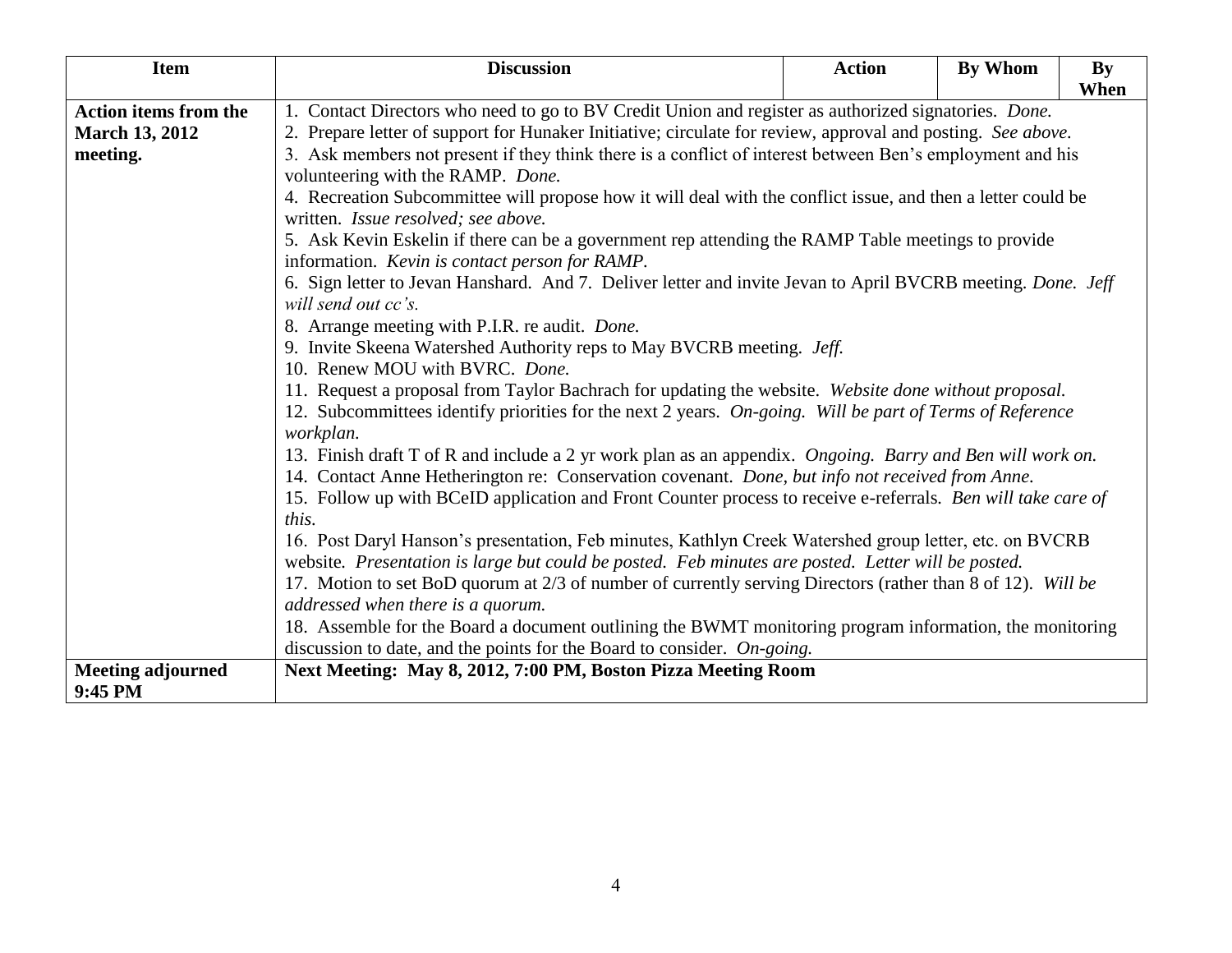| Item | Discussion | Action | By Whom | By When |
|---|---|---|---|---|
| **Action items from the March 13, 2012 meeting.** | 1. Contact Directors who need to go to BV Credit Union and register as authorized signatories. *Done.*<br>2. Prepare letter of support for Hunaker Initiative; circulate for review, approval and posting. *See above.*<br>3. Ask members not present if they think there is a conflict of interest between Ben's employment and his volunteering with the RAMP. *Done.*<br>4. Recreation Subcommittee will propose how it will deal with the conflict issue, and then a letter could be written. *Issue resolved; see above.*<br>5. Ask Kevin Eskelin if there can be a government rep attending the RAMP Table meetings to provide information. *Kevin is contact person for RAMP.*<br>6. Sign letter to Jevan Hanshard. And 7. Deliver letter and invite Jevan to April BVCRB meeting. *Done. Jeff will send out cc's.*<br>8. Arrange meeting with P.I.R. re audit. *Done.*<br>9. Invite Skeena Watershed Authority reps to May BVCRB meeting. *Jeff.*<br>10. Renew MOU with BVRC. *Done.*<br>11. Request a proposal from Taylor Bachrach for updating the website. *Website done without proposal.*<br>12. Subcommittees identify priorities for the next 2 years. *On-going. Will be part of Terms of Reference workplan.*<br>13. Finish draft T of R and include a 2 yr work plan as an appendix. *Ongoing. Barry and Ben will work on.*<br>14. Contact Anne Hetherington re: Conservation covenant. *Done, but info not received from Anne.*<br>15. Follow up with BCeID application and Front Counter process to receive e-referrals. *Ben will take care of this.*<br>16. Post Daryl Hanson's presentation, Feb minutes, Kathlyn Creek Watershed group letter, etc. on BVCRB website. *Presentation is large but could be posted. Feb minutes are posted. Letter will be posted.*<br>17. Motion to set BoD quorum at 2/3 of number of currently serving Directors (rather than 8 of 12). *Will be addressed when there is a quorum.*<br>18. Assemble for the Board a document outlining the BWMT monitoring program information, the monitoring discussion to date, and the points for the Board to consider. *On-going.* | | | |
| **Meeting adjourned 9:45 PM** | **Next Meeting: May 8, 2012, 7:00 PM, Boston Pizza Meeting Room** | | | |